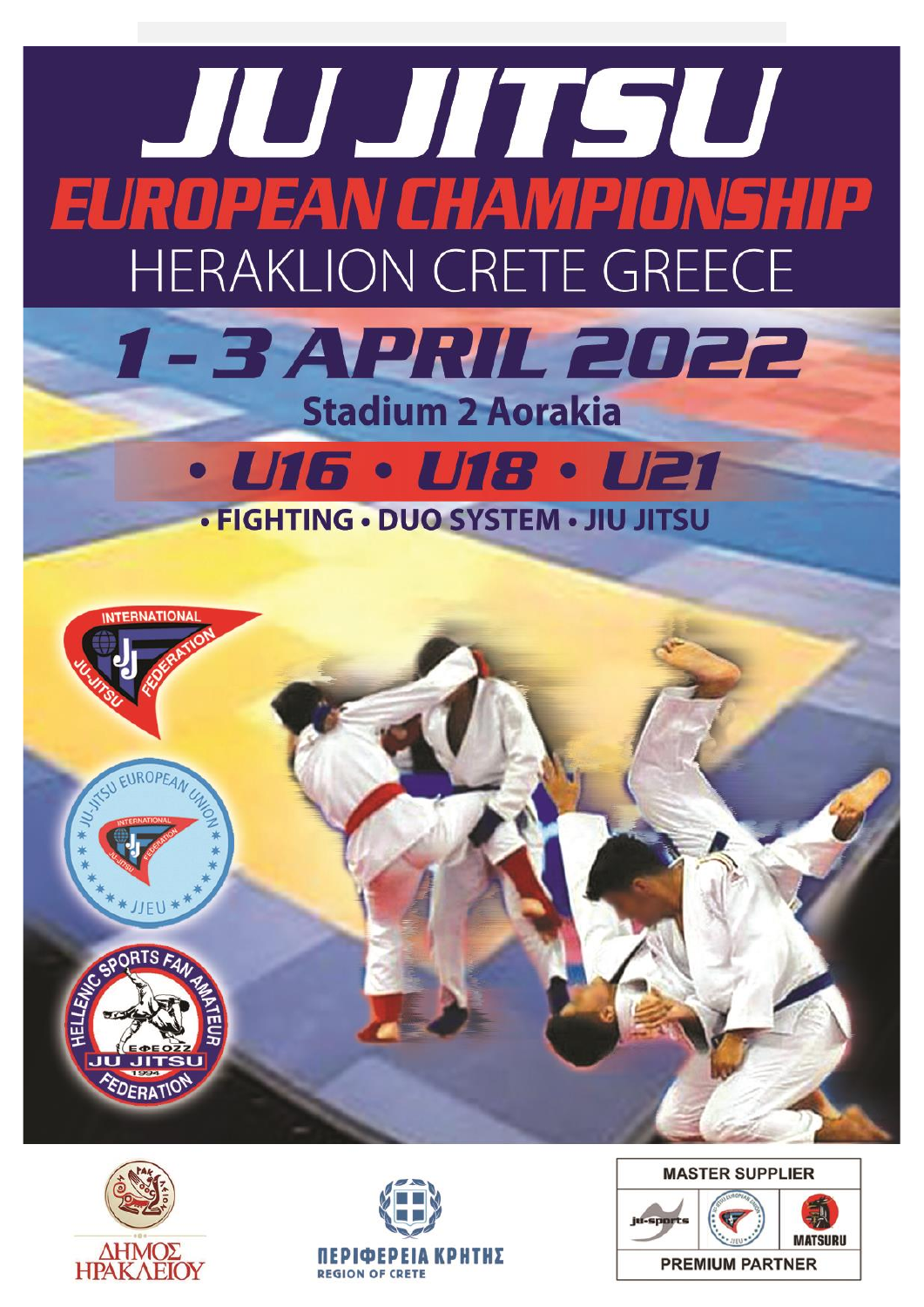# JU JITSU

## EUROPEAN CHAMPIONSHIP

HERAKLION CRETE GREECE

## 1 - 3 APRIL 2022

**Stadium 2 Aorakia**

**• U16 • U18 • U21**

**• FIGHTING • DUO SYSTEM • JIU JITSU**

INTERNATIONAL JU-JITSU FEDERATION

JU-JITSU EUROPEAN UNION • JJEU

HELLENIC SPORTS FAN AMATEUR JU JITSU FEDERATION 1994

ΔΗΜΟΣ ΗΡΑΚΛΕΙΟΥ

ΠΕΡΙΦΕΡΕΙΑ ΚΡΗΤΗΣ
REGION OF CRETE

MASTER SUPPLIER

ju-sports | MATSURU

PREMIUM PARTNER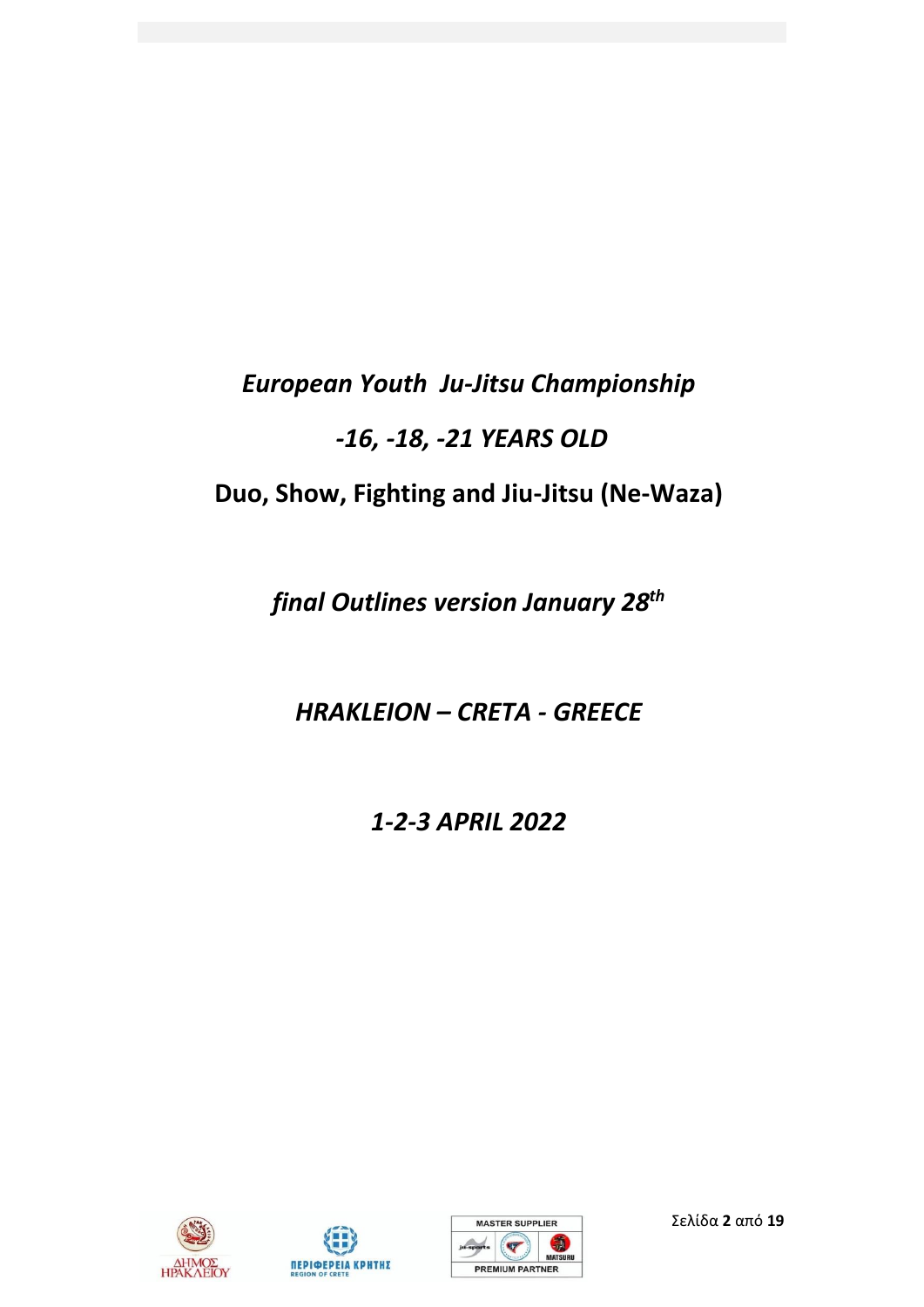*European Youth  Ju-Jitsu Championship*

*-16, -18, -21 YEARS OLD*

**Duo, Show, Fighting and Jiu-Jitsu (Ne-Waza)**

*final Outlines version January 28th*

*HRAKLEION – CRETA - GREECE*

*1-2-3 APRIL 2022*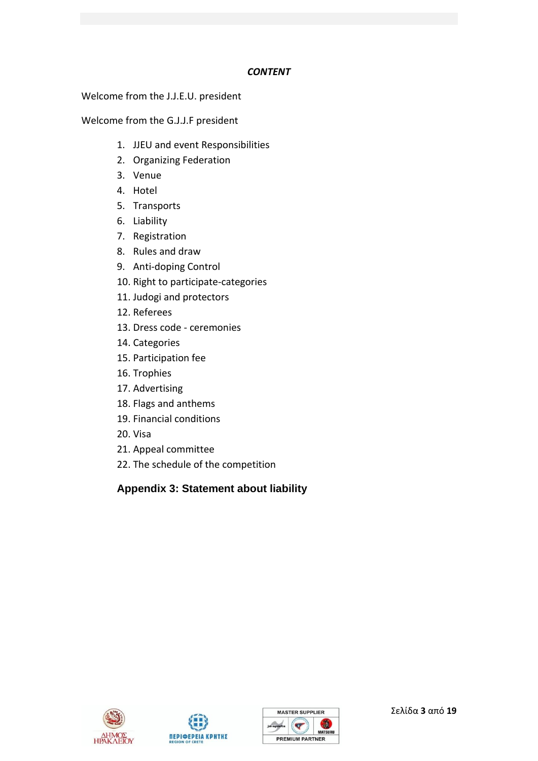***CONTENT***

Welcome from the J.J.E.U. president

Welcome from the G.J.J.F president

1. JJEU and event Responsibilities
2. Organizing Federation
3. Venue
4. Hotel
5. Transports
6. Liability
7. Registration
8. Rules and draw
9. Anti-doping Control
10. Right to participate-categories
11. Judogi and protectors
12. Referees
13. Dress code - ceremonies
14. Categories
15. Participation fee
16. Trophies
17. Advertising
18. Flags and anthems
19. Financial conditions
20. Visa
21. Appeal committee
22. The schedule of the competition

**Appendix 3: Statement about liability**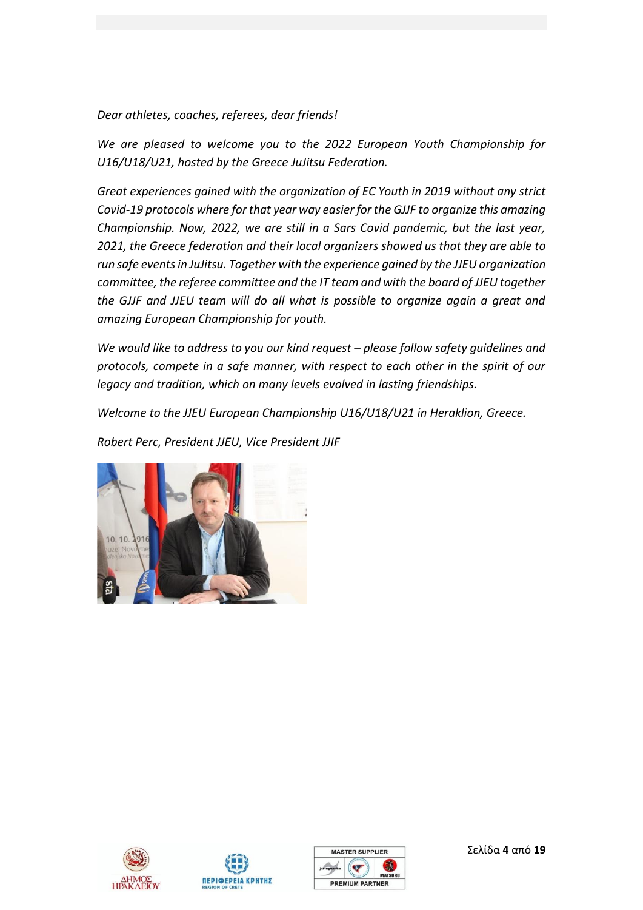*Dear athletes, coaches, referees, dear friends!*

*We are pleased to welcome you to the 2022 European Youth Championship for U16/U18/U21, hosted by the Greece JuJitsu Federation.*

*Great experiences gained with the organization of EC Youth in 2019 without any strict Covid-19 protocols where for that year way easier for the GJJF to organize this amazing Championship. Now, 2022, we are still in a Sars Covid pandemic, but the last year, 2021, the Greece federation and their local organizers showed us that they are able to run safe events in JuJitsu. Together with the experience gained by the JJEU organization committee, the referee committee and the IT team and with the board of JJEU together the GJJF and JJEU team will do all what is possible to organize again a great and amazing European Championship for youth.*

*We would like to address to you our kind request – please follow safety guidelines and protocols, compete in a safe manner, with respect to each other in the spirit of our legacy and tradition, which on many levels evolved in lasting friendships.*

*Welcome to the JJEU European Championship U16/U18/U21 in Heraklion, Greece.*

*Robert Perc, President JJEU, Vice President JJIF*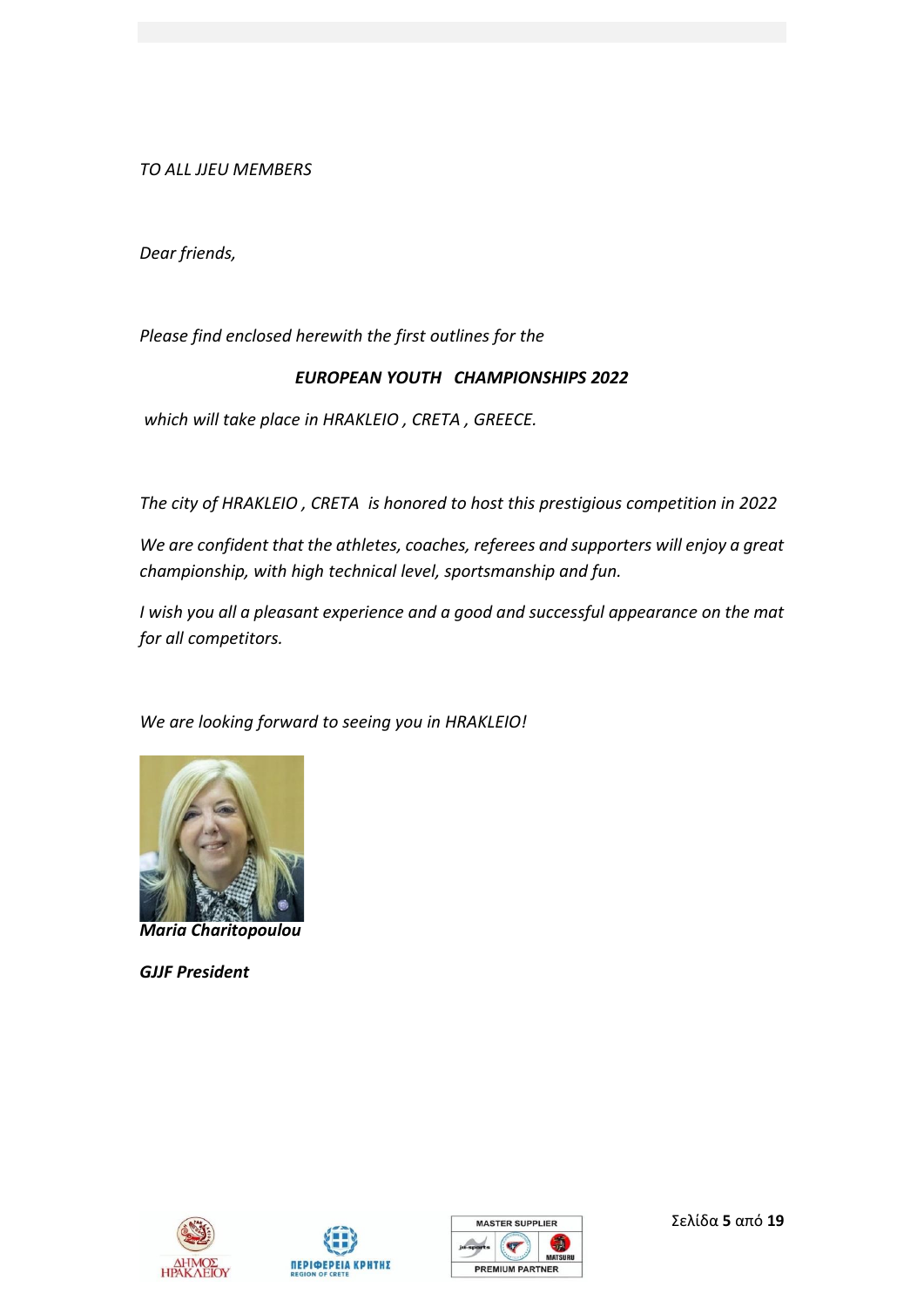*TO ALL JJEU MEMBERS*

*Dear friends,*

*Please find enclosed herewith the first outlines for the*

***EUROPEAN YOUTH CHAMPIONSHIPS 2022***

*which will take place in HRAKLEIO , CRETA , GREECE.*

*The city of HRAKLEIO , CRETA is honored to host this prestigious competition in 2022*

*We are confident that the athletes, coaches, referees and supporters will enjoy a great championship, with high technical level, sportsmanship and fun.*

*I wish you all a pleasant experience and a good and successful appearance on the mat for all competitors.*

*We are looking forward to seeing you in HRAKLEIO!*

***Maria Charitopoulou***

***GJJF President***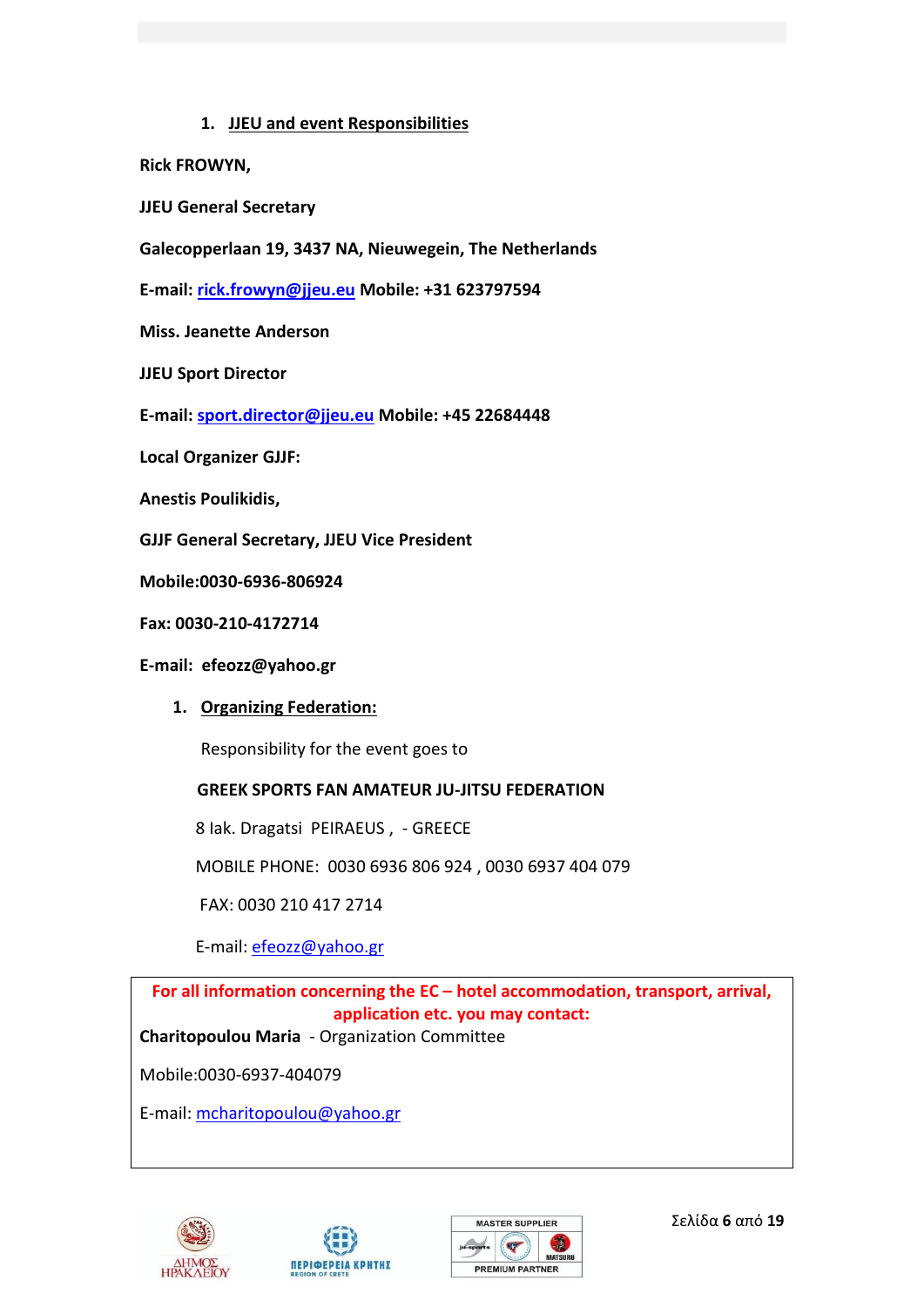## 1. JJEU and event Responsibilities

**Rick FROWYN,**

**JJEU General Secretary**

**Galecopperlaan 19, 3437 NA, Nieuwegein, The Netherlands**

**E-mail: rick.frowyn@jjeu.eu Mobile: +31 623797594**

**Miss. Jeanette Anderson**

**JJEU Sport Director**

**E-mail: sport.director@jjeu.eu Mobile: +45 22684448**

**Local Organizer GJJF:**

**Anestis Poulikidis,**

**GJJF General Secretary, JJEU Vice President**

**Mobile:0030-6936-806924**

**Fax: 0030-210-4172714**

**E-mail: efeozz@yahoo.gr**

## 1. Organizing Federation:

Responsibility for the event goes to

**GREEK SPORTS FAN AMATEUR JU-JITSU FEDERATION**

8 Iak. Dragatsi PEIRAEUS , - GREECE

MOBILE PHONE: 0030 6936 806 924 , 0030 6937 404 079

FAX: 0030 210 417 2714

E-mail: efeozz@yahoo.gr

**For all information concerning the EC – hotel accommodation, transport, arrival, application etc. you may contact:**

**Charitopoulou Maria** - Organization Committee

Mobile:0030-6937-404079

E-mail: mcharitopoulou@yahoo.gr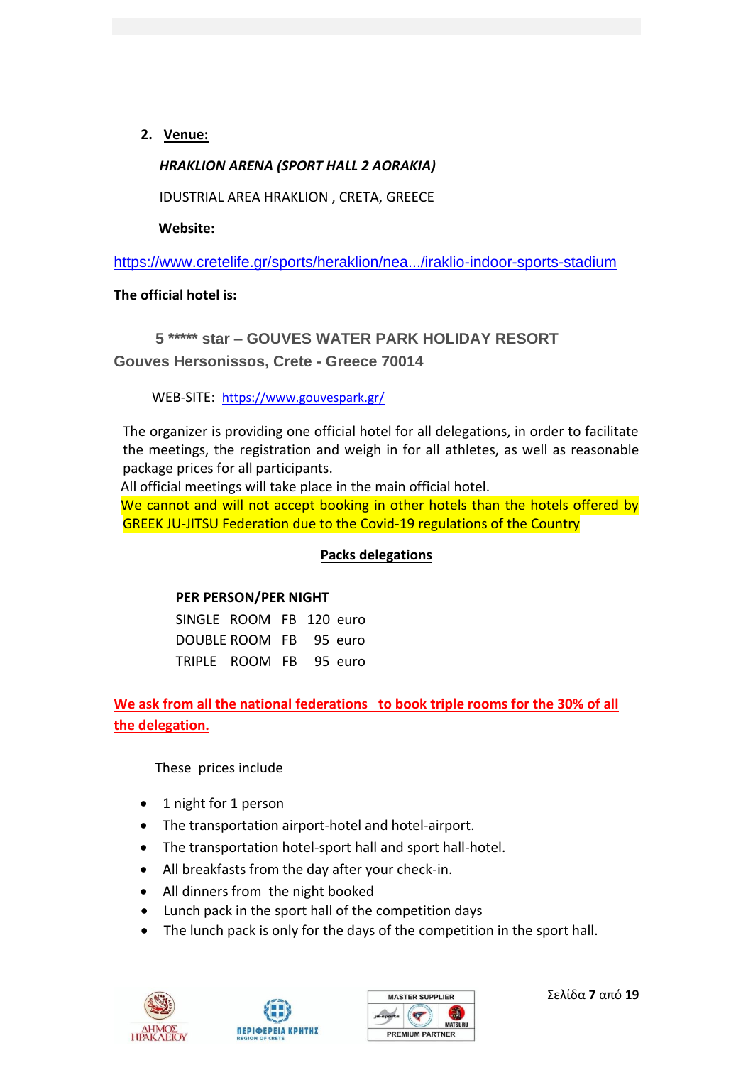2. **Venue:**

***HRAKLION ARENA (SPORT HALL 2 AORAKIA)***

IDUSTRIAL AREA HRAKLION , CRETA, GREECE

**Website:**

https://www.cretelife.gr/sports/heraklion/nea.../iraklio-indoor-sports-stadium

**The official hotel is:**

**5 ***** star – GOUVES WATER PARK HOLIDAY RESORT**
**Gouves Hersonissos, Crete - Greece 70014**

WEB-SITE: https://www.gouvespark.gr/

The organizer is providing one official hotel for all delegations, in order to facilitate the meetings, the registration and weigh in for all athletes, as well as reasonable package prices for all participants.
All official meetings will take place in the main official hotel.
We cannot and will not accept booking in other hotels than the hotels offered by GREEK JU-JITSU Federation due to the Covid-19 regulations of the Country

**Packs delegations**

**PER PERSON/PER NIGHT**

| | | |
|---|---|---|
| SINGLE ROOM | FB | 120 euro |
| DOUBLE ROOM | FB | 95 euro |
| TRIPLE ROOM | FB | 95 euro |

**We ask from all the national federations to book triple rooms for the 30% of all the delegation.**

These prices include

- 1 night for 1 person
- The transportation airport-hotel and hotel-airport.
- The transportation hotel-sport hall and sport hall-hotel.
- All breakfasts from the day after your check-in.
- All dinners from the night booked
- Lunch pack in the sport hall of the competition days
- The lunch pack is only for the days of the competition in the sport hall.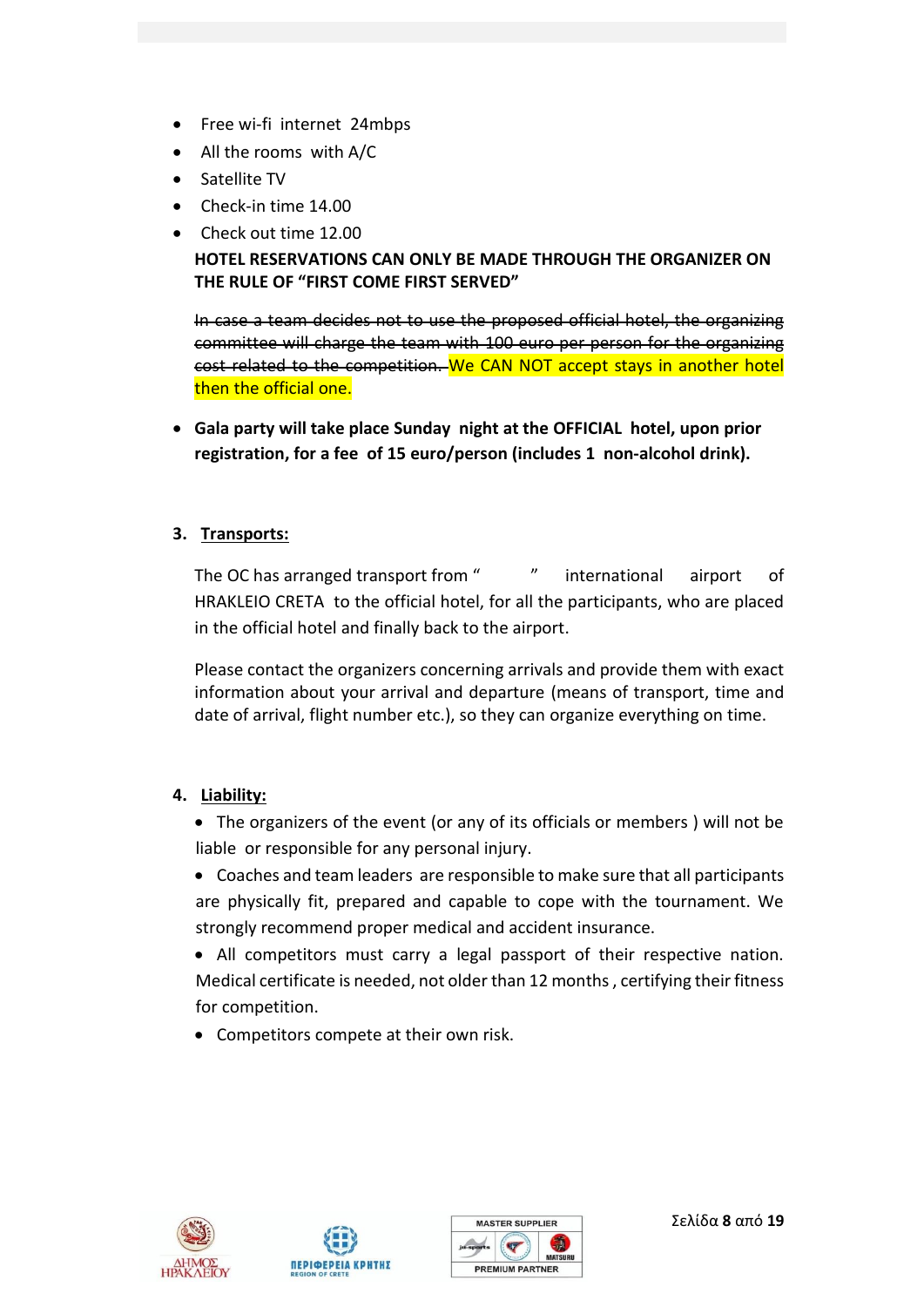- Free wi-fi internet 24mbps
- All the rooms with A/C
- Satellite TV
- Check-in time 14.00
- Check out time 12.00

**HOTEL RESERVATIONS CAN ONLY BE MADE THROUGH THE ORGANIZER ON THE RULE OF "FIRST COME FIRST SERVED"**

~~In case a team decides not to use the proposed official hotel, the organizing committee will charge the team with 100 euro per person for the organizing cost related to the competition.~~ We CAN NOT accept stays in another hotel then the official one.

- **Gala party will take place Sunday night at the OFFICIAL hotel, upon prior registration, for a fee of 15 euro/person (includes 1 non-alcohol drink).**

## 3. Transports:

The OC has arranged transport from " " international airport of HRAKLEIO CRETA to the official hotel, for all the participants, who are placed in the official hotel and finally back to the airport.

Please contact the organizers concerning arrivals and provide them with exact information about your arrival and departure (means of transport, time and date of arrival, flight number etc.), so they can organize everything on time.

## 4. Liability:

- The organizers of the event (or any of its officials or members ) will not be liable or responsible for any personal injury.
- Coaches and team leaders are responsible to make sure that all participants are physically fit, prepared and capable to cope with the tournament. We strongly recommend proper medical and accident insurance.
- All competitors must carry a legal passport of their respective nation. Medical certificate is needed, not older than 12 months , certifying their fitness for competition.
- Competitors compete at their own risk.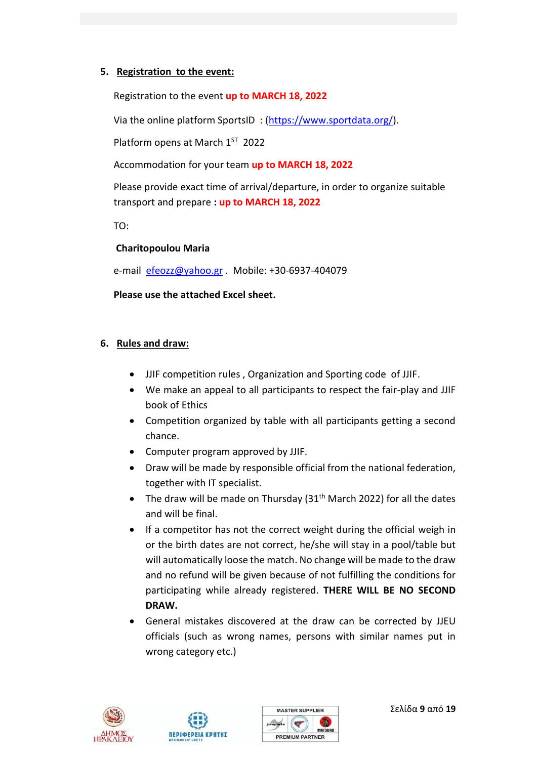## 5. Registration to the event:

Registration to the event **up to MARCH 18, 2022**

Via the online platform SportsID : (https://www.sportdata.org/).

Platform opens at March 1ST 2022

Accommodation for your team **up to MARCH 18, 2022**

Please provide exact time of arrival/departure, in order to organize suitable transport and prepare **: up to MARCH 18, 2022**

TO:

**Charitopoulou Maria**

e-mail efeozz@yahoo.gr . Mobile: +30-6937-404079

**Please use the attached Excel sheet.**

## 6. Rules and draw:

- JJIF competition rules , Organization and Sporting code of JJIF.
- We make an appeal to all participants to respect the fair-play and JJIF book of Ethics
- Competition organized by table with all participants getting a second chance.
- Computer program approved by JJIF.
- Draw will be made by responsible official from the national federation, together with IT specialist.
- The draw will be made on Thursday (31th March 2022) for all the dates and will be final.
- If a competitor has not the correct weight during the official weigh in or the birth dates are not correct, he/she will stay in a pool/table but will automatically loose the match. No change will be made to the draw and no refund will be given because of not fulfilling the conditions for participating while already registered. **THERE WILL BE NO SECOND DRAW.**
- General mistakes discovered at the draw can be corrected by JJEU officials (such as wrong names, persons with similar names put in wrong category etc.)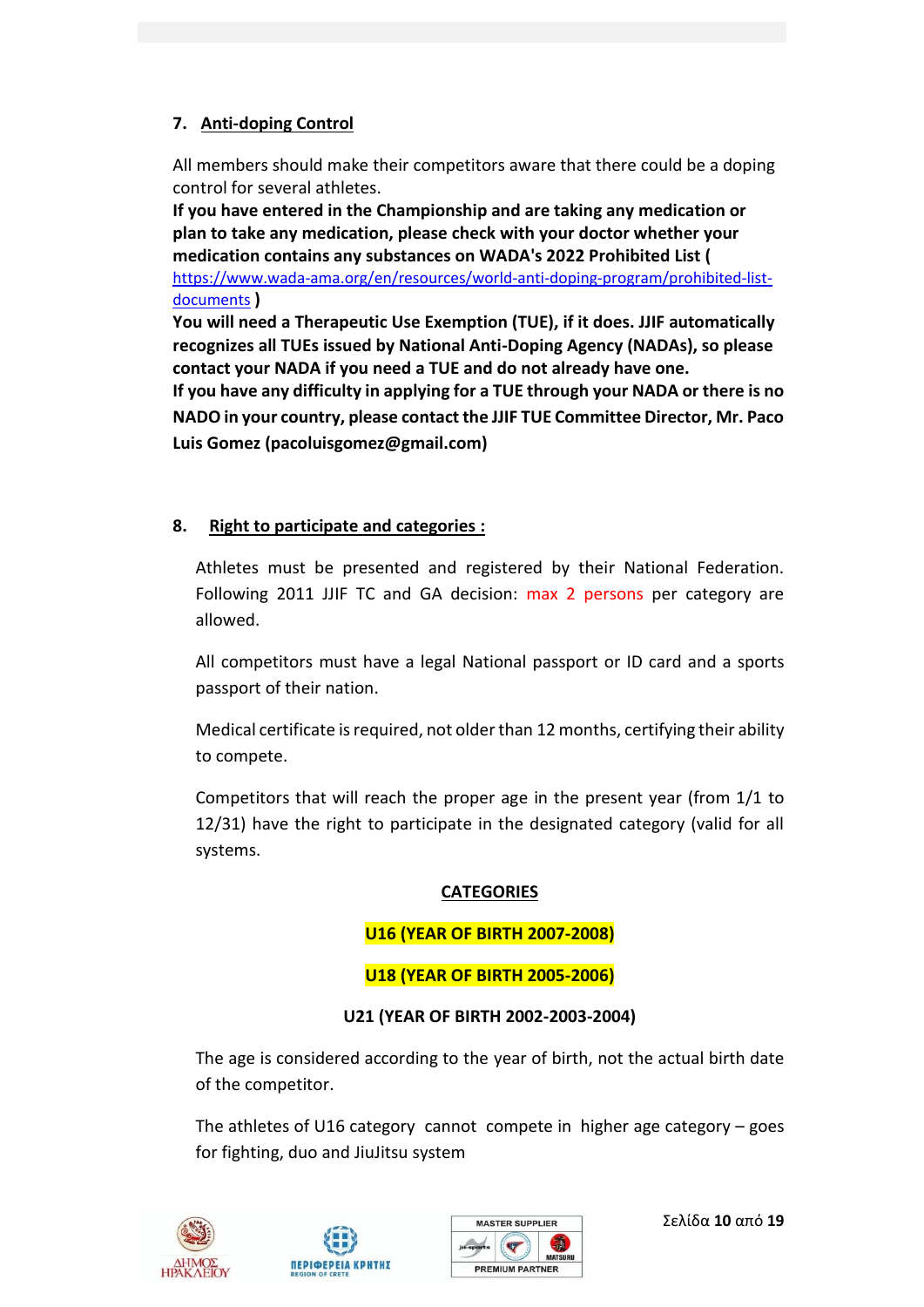## 7. Anti-doping Control

All members should make their competitors aware that there could be a doping control for several athletes.

**If you have entered in the Championship and are taking any medication or plan to take any medication, please check with your doctor whether your medication contains any substances on WADA's 2022 Prohibited List (** https://www.wada-ama.org/en/resources/world-anti-doping-program/prohibited-list-documents **)**

**You will need a Therapeutic Use Exemption (TUE), if it does. JJIF automatically recognizes all TUEs issued by National Anti-Doping Agency (NADAs), so please contact your NADA if you need a TUE and do not already have one.**

**If you have any difficulty in applying for a TUE through your NADA or there is no NADO in your country, please contact the JJIF TUE Committee Director, Mr. Paco Luis Gomez (pacoluisgomez@gmail.com)**

## 8. Right to participate and categories :

Athletes must be presented and registered by their National Federation. Following 2011 JJIF TC and GA decision: max 2 persons per category are allowed.

All competitors must have a legal National passport or ID card and a sports passport of their nation.

Medical certificate is required, not older than 12 months, certifying their ability to compete.

Competitors that will reach the proper age in the present year (from 1/1 to 12/31) have the right to participate in the designated category (valid for all systems.

**CATEGORIES**

**U16 (YEAR OF BIRTH 2007-2008)**

**U18 (YEAR OF BIRTH 2005-2006)**

**U21 (YEAR OF BIRTH 2002-2003-2004)**

The age is considered according to the year of birth, not the actual birth date of the competitor.

The athletes of U16 category cannot compete in higher age category – goes for fighting, duo and JiuJitsu system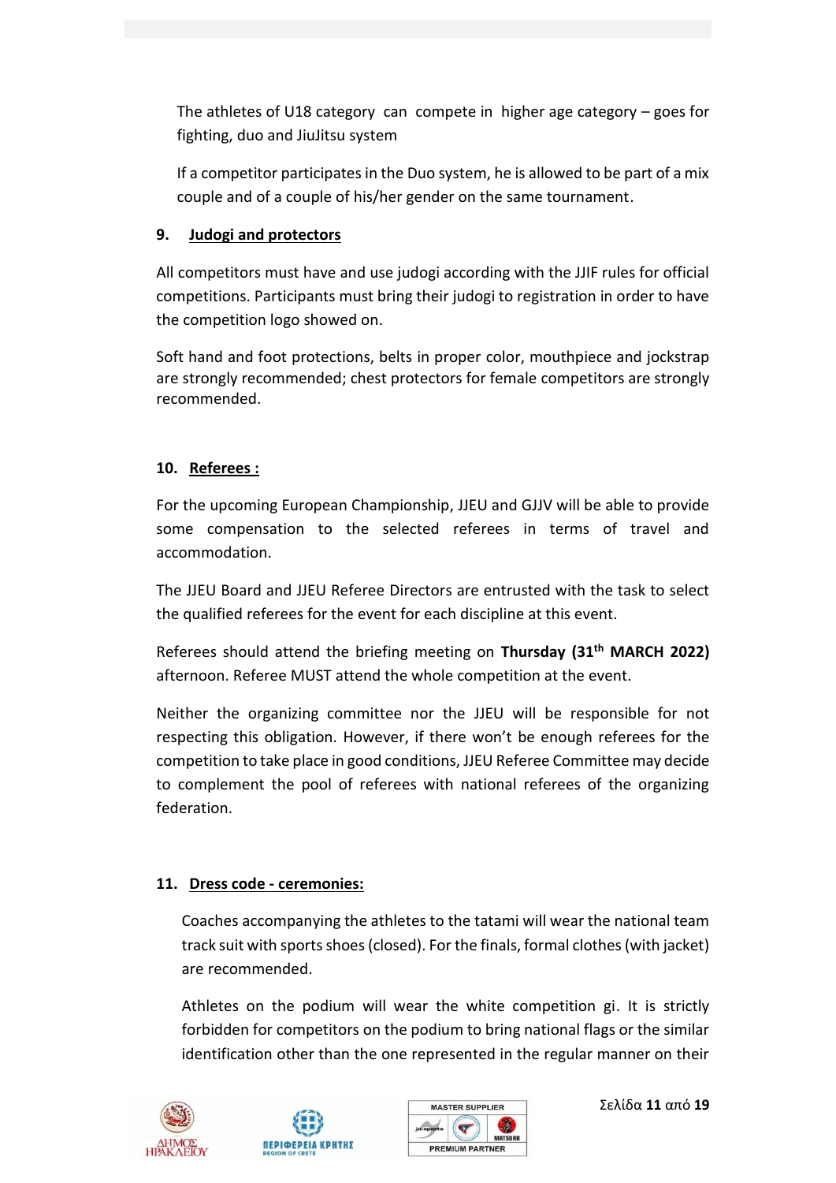The athletes of U18 category can compete in higher age category – goes for fighting, duo and JiuJitsu system

If a competitor participates in the Duo system, he is allowed to be part of a mix couple and of a couple of his/her gender on the same tournament.

## 9. Judogi and protectors

All competitors must have and use judogi according with the JJIF rules for official competitions. Participants must bring their judogi to registration in order to have the competition logo showed on.

Soft hand and foot protections, belts in proper color, mouthpiece and jockstrap are strongly recommended; chest protectors for female competitors are strongly recommended.

## 10. Referees :

For the upcoming European Championship, JJEU and GJJV will be able to provide some compensation to the selected referees in terms of travel and accommodation.

The JJEU Board and JJEU Referee Directors are entrusted with the task to select the qualified referees for the event for each discipline at this event.

Referees should attend the briefing meeting on **Thursday (31th MARCH 2022)** afternoon. Referee MUST attend the whole competition at the event.

Neither the organizing committee nor the JJEU will be responsible for not respecting this obligation. However, if there won't be enough referees for the competition to take place in good conditions, JJEU Referee Committee may decide to complement the pool of referees with national referees of the organizing federation.

## 11. Dress code - ceremonies:

Coaches accompanying the athletes to the tatami will wear the national team track suit with sports shoes (closed). For the finals, formal clothes (with jacket) are recommended.

Athletes on the podium will wear the white competition gi. It is strictly forbidden for competitors on the podium to bring national flags or the similar identification other than the one represented in the regular manner on their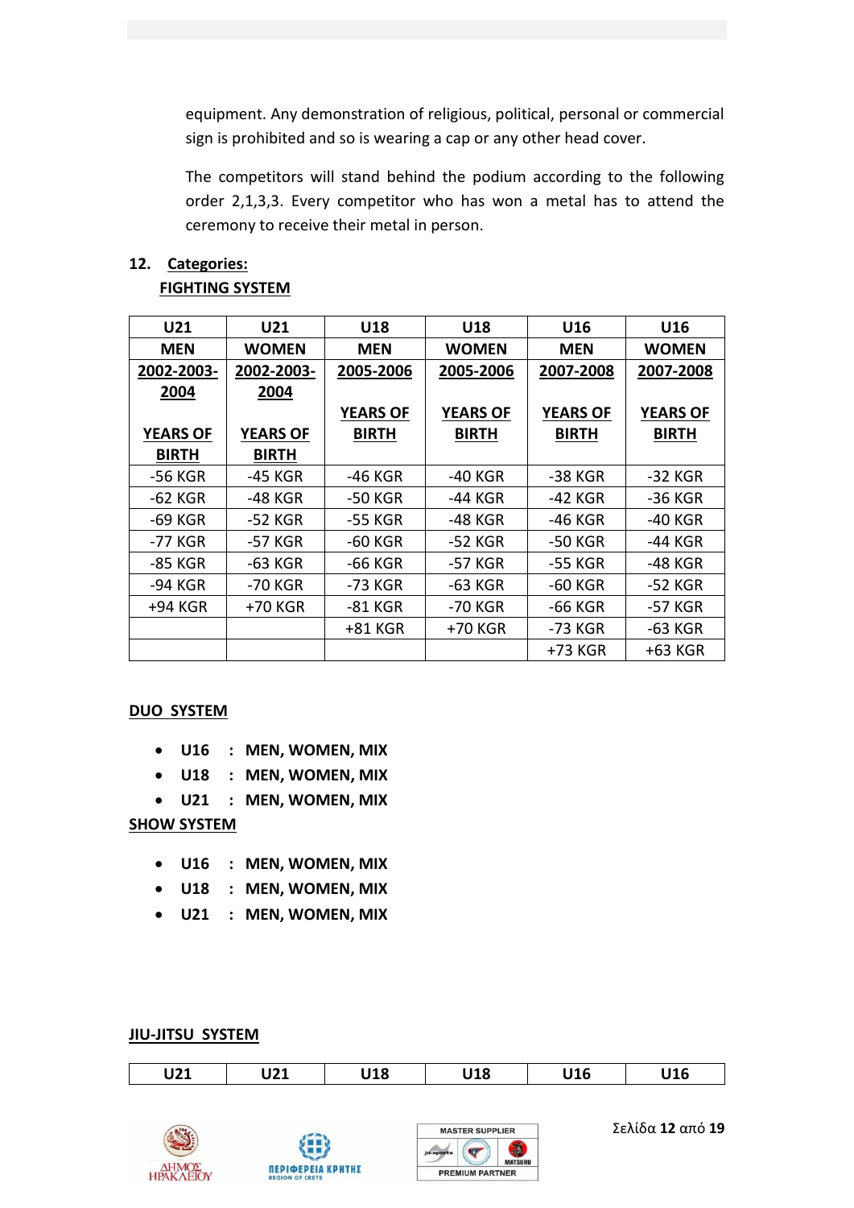equipment. Any demonstration of religious, political, personal or commercial sign is prohibited and so is wearing a cap or any other head cover.

The competitors will stand behind the podium according to the following order 2,1,3,3. Every competitor who has won a metal has to attend the ceremony to receive their metal in person.

## 12. Categories:

### FIGHTING SYSTEM

| U21 | U21 | U18 | U18 | U16 | U16 |
|---|---|---|---|---|---|
| **MEN** | **WOMEN** | **MEN** | **WOMEN** | **MEN** | **WOMEN** |
| **2002-2003-2004 YEARS OF BIRTH** | **2002-2003-2004 YEARS OF BIRTH** | **2005-2006 YEARS OF BIRTH** | **2005-2006 YEARS OF BIRTH** | **2007-2008 YEARS OF BIRTH** | **2007-2008 YEARS OF BIRTH** |
| -56 KGR | -45 KGR | -46 KGR | -40 KGR | -38 KGR | -32 KGR |
| -62 KGR | -48 KGR | -50 KGR | -44 KGR | -42 KGR | -36 KGR |
| -69 KGR | -52 KGR | -55 KGR | -48 KGR | -46 KGR | -40 KGR |
| -77 KGR | -57 KGR | -60 KGR | -52 KGR | -50 KGR | -44 KGR |
| -85 KGR | -63 KGR | -66 KGR | -57 KGR | -55 KGR | -48 KGR |
| -94 KGR | -70 KGR | -73 KGR | -63 KGR | -60 KGR | -52 KGR |
| +94 KGR | +70 KGR | -81 KGR | -70 KGR | -66 KGR | -57 KGR |
| | | +81 KGR | +70 KGR | -73 KGR | -63 KGR |
| | | | | +73 KGR | +63 KGR |

### DUO SYSTEM

- **U16 : MEN, WOMEN, MIX**
- **U18 : MEN, WOMEN, MIX**
- **U21 : MEN, WOMEN, MIX**

### SHOW SYSTEM

- **U16 : MEN, WOMEN, MIX**
- **U18 : MEN, WOMEN, MIX**
- **U21 : MEN, WOMEN, MIX**

### JIU-JITSU SYSTEM

| U21 | U21 | U18 | U18 | U16 | U16 |
|---|---|---|---|---|---|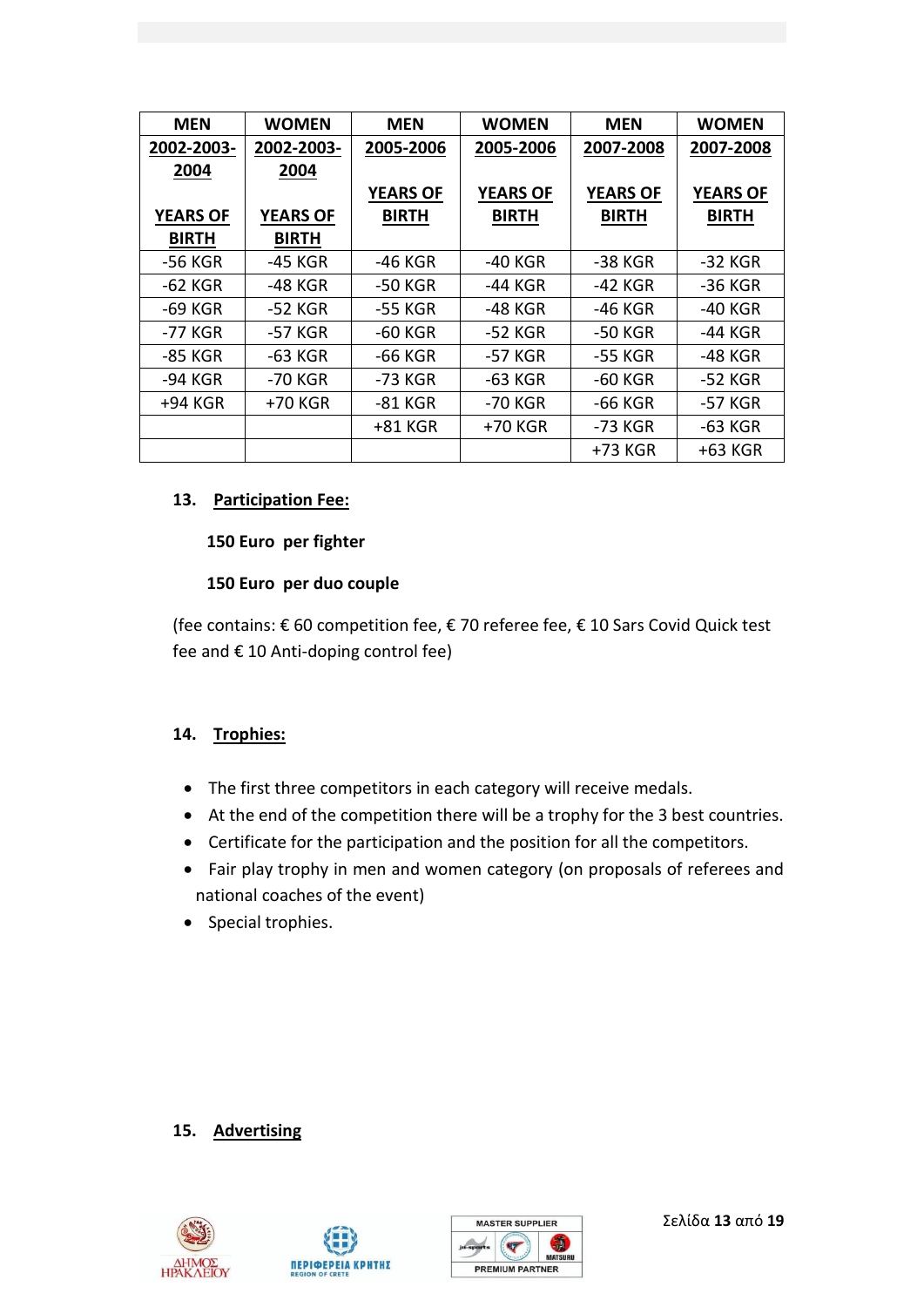| MEN<br>2002-2003-2004<br>YEARS OF BIRTH | WOMEN<br>2002-2003-2004<br>YEARS OF BIRTH | MEN<br>2005-2006<br>YEARS OF BIRTH | WOMEN<br>2005-2006<br>YEARS OF BIRTH | MEN<br>2007-2008<br>YEARS OF BIRTH | WOMEN<br>2007-2008<br>YEARS OF BIRTH |
|---|---|---|---|---|---|
| -56 KGR | -45 KGR | -46 KGR | -40 KGR | -38 KGR | -32 KGR |
| -62 KGR | -48 KGR | -50 KGR | -44 KGR | -42 KGR | -36 KGR |
| -69 KGR | -52 KGR | -55 KGR | -48 KGR | -46 KGR | -40 KGR |
| -77 KGR | -57 KGR | -60 KGR | -52 KGR | -50 KGR | -44 KGR |
| -85 KGR | -63 KGR | -66 KGR | -57 KGR | -55 KGR | -48 KGR |
| -94 KGR | -70 KGR | -73 KGR | -63 KGR | -60 KGR | -52 KGR |
| +94 KGR | +70 KGR | -81 KGR | -70 KGR | -66 KGR | -57 KGR |
| | | +81 KGR | +70 KGR | -73 KGR | -63 KGR |
| | | | | +73 KGR | +63 KGR |

## 13. Participation Fee:

**150 Euro per fighter**

**150 Euro per duo couple**

(fee contains: € 60 competition fee, € 70 referee fee, € 10 Sars Covid Quick test fee and € 10 Anti-doping control fee)

## 14. Trophies:

- The first three competitors in each category will receive medals.
- At the end of the competition there will be a trophy for the 3 best countries.
- Certificate for the participation and the position for all the competitors.
- Fair play trophy in men and women category (on proposals of referees and national coaches of the event)
- Special trophies.

## 15. Advertising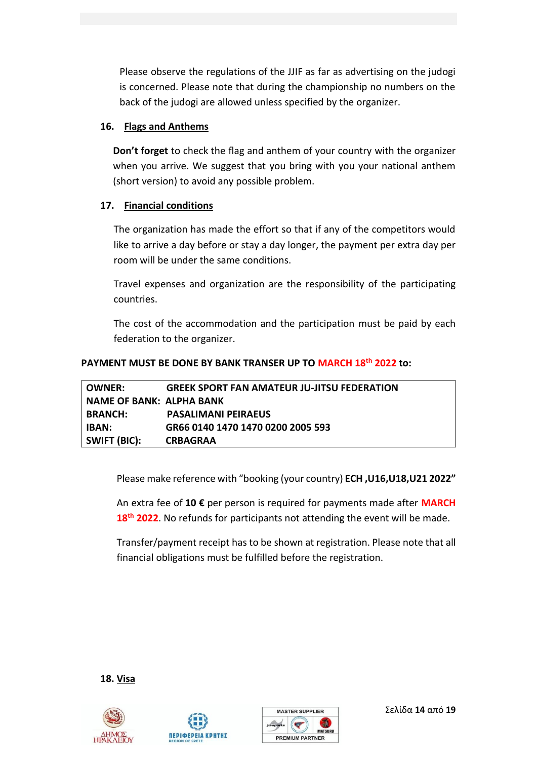Please observe the regulations of the JJIF as far as advertising on the judogi is concerned. Please note that during the championship no numbers on the back of the judogi are allowed unless specified by the organizer.

## 16. Flags and Anthems

**Don't forget** to check the flag and anthem of your country with the organizer when you arrive. We suggest that you bring with you your national anthem (short version) to avoid any possible problem.

## 17. Financial conditions

The organization has made the effort so that if any of the competitors would like to arrive a day before or stay a day longer, the payment per extra day per room will be under the same conditions.

Travel expenses and organization are the responsibility of the participating countries.

The cost of the accommodation and the participation must be paid by each federation to the organizer.

**PAYMENT MUST BE DONE BY BANK TRANSER UP TO MARCH 18th 2022 to:**

| | |
|---|---|
| **OWNER:** | **GREEK SPORT FAN AMATEUR JU-JITSU FEDERATION** |
| **NAME OF BANK:** | **ALPHA BANK** |
| **BRANCH:** | **PASALIMANI PEIRAEUS** |
| **IBAN:** | **GR66 0140 1470 1470 0200 2005 593** |
| **SWIFT (BIC):** | **CRBAGRAA** |

Please make reference with "booking (your country) **ECH ,U16,U18,U21 2022"**

An extra fee of **10 €** per person is required for payments made after **MARCH 18th 2022**. No refunds for participants not attending the event will be made.

Transfer/payment receipt has to be shown at registration. Please note that all financial obligations must be fulfilled before the registration.

## 18. Visa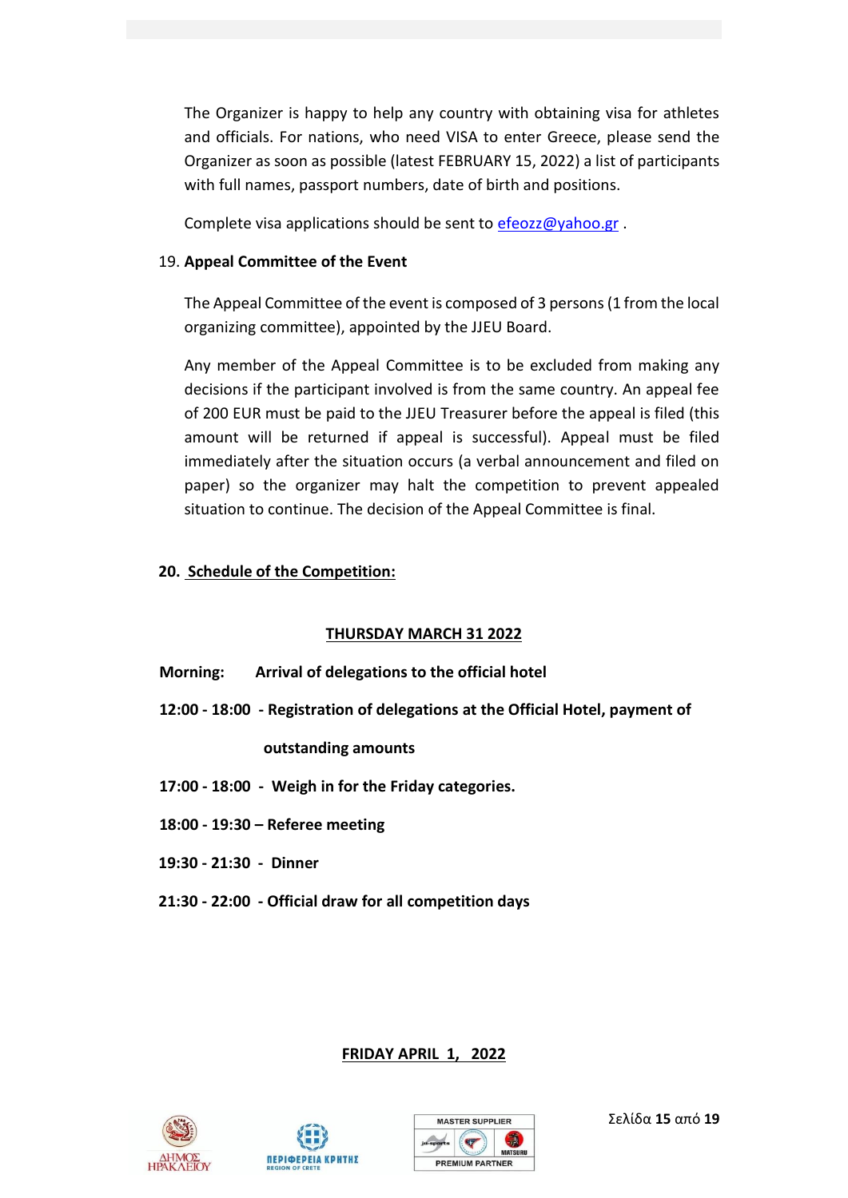The Organizer is happy to help any country with obtaining visa for athletes and officials. For nations, who need VISA to enter Greece, please send the Organizer as soon as possible (latest FEBRUARY 15, 2022) a list of participants with full names, passport numbers, date of birth and positions.

Complete visa applications should be sent to efeozz@yahoo.gr .

19. **Appeal Committee of the Event**

The Appeal Committee of the event is composed of 3 persons (1 from the local organizing committee), appointed by the JJEU Board.

Any member of the Appeal Committee is to be excluded from making any decisions if the participant involved is from the same country. An appeal fee of 200 EUR must be paid to the JJEU Treasurer before the appeal is filed (this amount will be returned if appeal is successful). Appeal must be filed immediately after the situation occurs (a verbal announcement and filed on paper) so the organizer may halt the competition to prevent appealed situation to continue. The decision of the Appeal Committee is final.

## 20. Schedule of the Competition:

### THURSDAY MARCH 31 2022

**Morning: Arrival of delegations to the official hotel**

**12:00 - 18:00 - Registration of delegations at the Official Hotel, payment of outstanding amounts**

**17:00 - 18:00 - Weigh in for the Friday categories.**

**18:00 - 19:30 – Referee meeting**

**19:30 - 21:30 - Dinner**

**21:30 - 22:00 - Official draw for all competition days**

### FRIDAY APRIL 1, 2022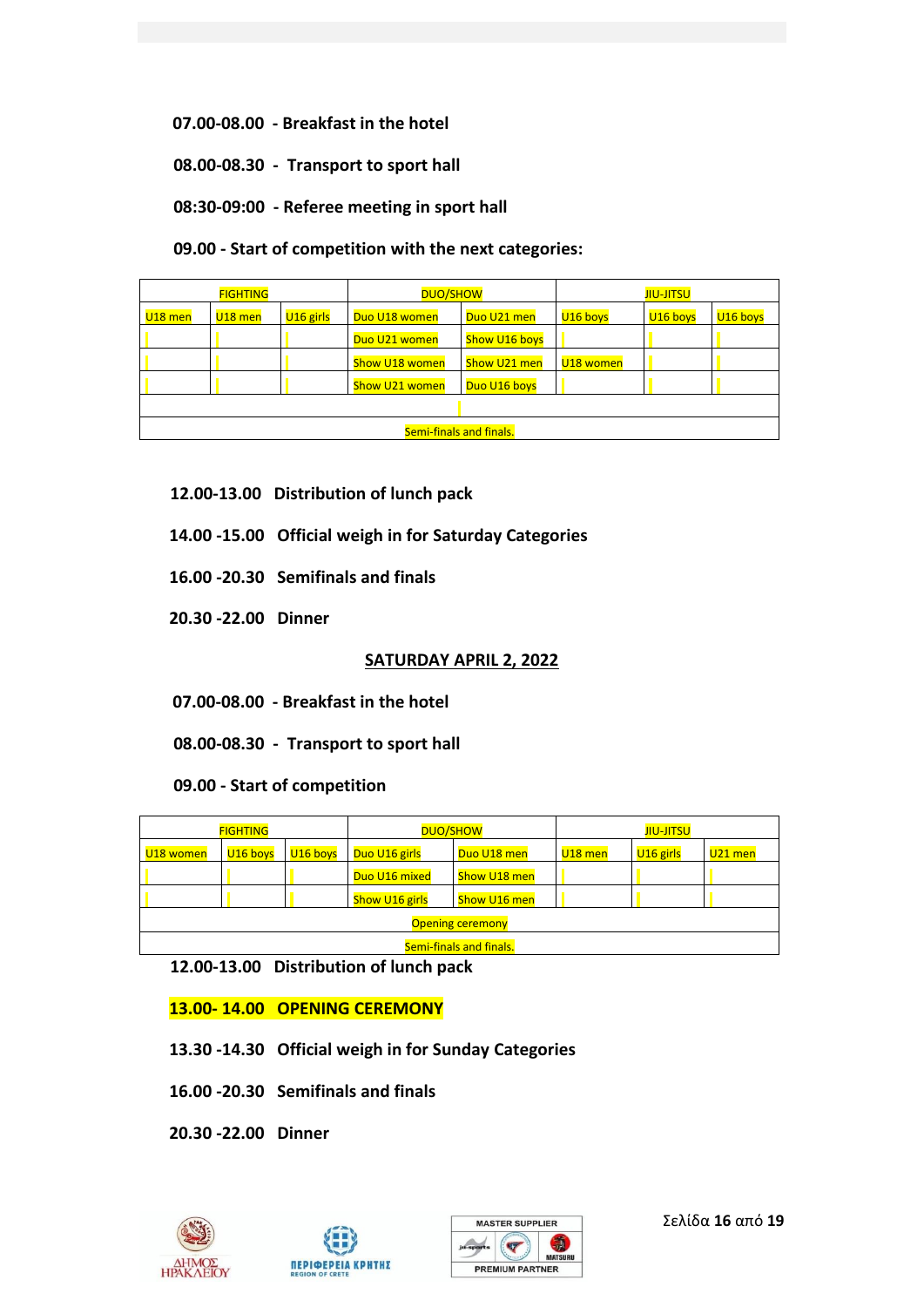07.00-08.00 - **Breakfast in the hotel**

08.00-08.30 - **Transport to sport hall**

08:30-09:00 - **Referee meeting in sport hall**

09.00 - **Start of competition with the next categories:**

| FIGHTING | | | DUO/SHOW | | JIU-JITSU | | |
|---|---|---|---|---|---|---|---|
| U18 men | U18 men | U16 girls | Duo U18 women | Duo U21 men | U16 boys | U16 boys | U16 boys |
| | | | Duo U21 women | Show U16 boys | | | |
| | | | Show U18 women | Show U21 men | U18 women | | |
| | | | Show U21 women | Duo U16 boys | | | |
| | | | | | | | |
| Semi-finals and finals. | | | | | | | |

**12.00-13.00 Distribution of lunch pack**

**14.00 -15.00 Official weigh in for Saturday Categories**

**16.00 -20.30 Semifinals and finals**

**20.30 -22.00 Dinner**

## SATURDAY APRIL 2, 2022

07.00-08.00 - **Breakfast in the hotel**

08.00-08.30 - **Transport to sport hall**

09.00 - **Start of competition**

| FIGHTING | | | DUO/SHOW | | JIU-JITSU | | |
|---|---|---|---|---|---|---|---|
| U18 women | U16 boys | U16 boys | Duo U16 girls | Duo U18 men | U18 men | U16 girls | U21 men |
| | | | Duo U16 mixed | Show U18 men | | | |
| | | | Show U16 girls | Show U16 men | | | |
| Opening ceremony | | | | | | | |
| Semi-finals and finals. | | | | | | | |

**12.00-13.00 Distribution of lunch pack**

**13.00- 14.00 OPENING CEREMONY**

**13.30 -14.30 Official weigh in for Sunday Categories**

**16.00 -20.30 Semifinals and finals**

**20.30 -22.00 Dinner**

ΔΗΜΟΣ ΗΡΑΚΛΕΙΟΥ

ΠΕΡΙΦΕΡΕΙΑ ΚΡΗΤΗΣ REGION OF CRETE

MASTER SUPPLIER

PREMIUM PARTNER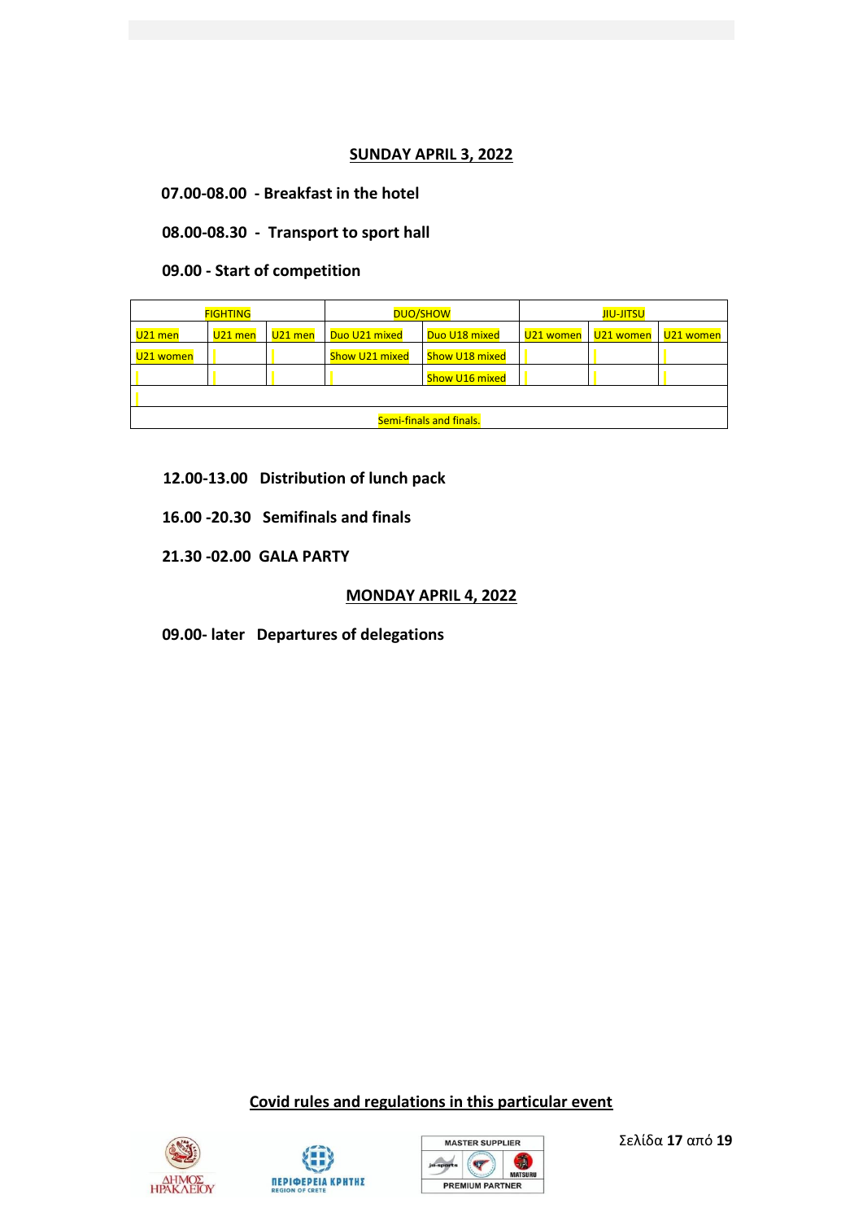## SUNDAY APRIL 3, 2022

**07.00-08.00 - Breakfast in the hotel**

**08.00-08.30 - Transport to sport hall**

**09.00 - Start of competition**

| FIGHTING | | | DUO/SHOW | | JIU-JITSU | | |
|---|---|---|---|---|---|---|---|
| U21 men | U21 men | U21 men | Duo U21 mixed | Duo U18 mixed | U21 women | U21 women | U21 women |
| U21 women | | | Show U21 mixed | Show U18 mixed | | | |
| | | | | Show U16 mixed | | | |
| | | | | | | | |
| Semi-finals and finals. | | | | | | | |

**12.00-13.00 Distribution of lunch pack**

**16.00 -20.30 Semifinals and finals**

**21.30 -02.00 GALA PARTY**

## MONDAY APRIL 4, 2022

**09.00- later Departures of delegations**

**Covid rules and regulations in this particular event**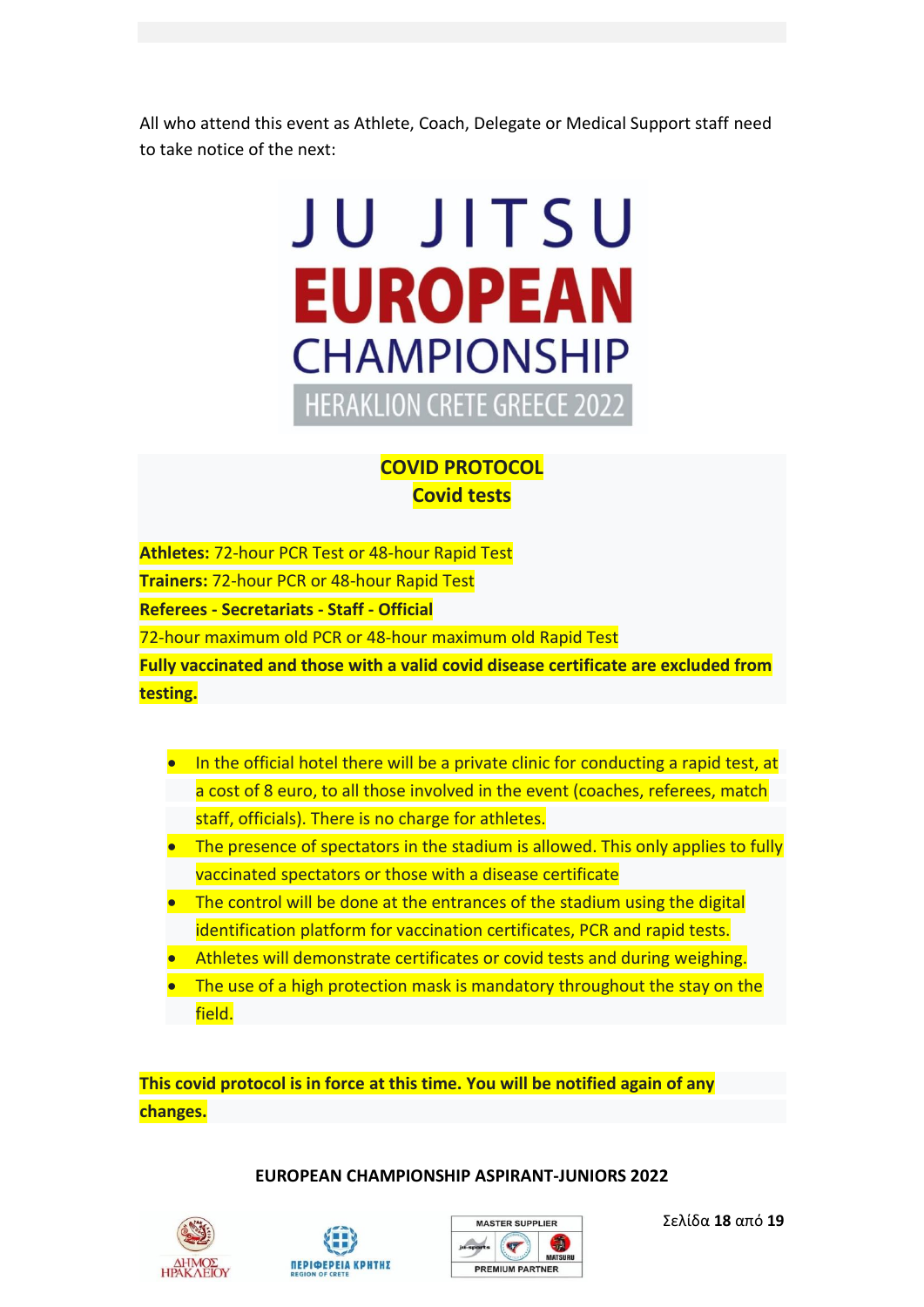All who attend this event as Athlete, Coach, Delegate or Medical Support staff need to take notice of the next:

JU JITSU
EUROPEAN
CHAMPIONSHIP
HERAKLION CRETE GREECE 2022

**COVID PROTOCOL**
**Covid tests**

**Athletes:** 72-hour PCR Test or 48-hour Rapid Test
**Trainers:** 72-hour PCR or 48-hour Rapid Test
**Referees - Secretariats - Staff - Official**
72-hour maximum old PCR or 48-hour maximum old Rapid Test
**Fully vaccinated and those with a valid covid disease certificate are excluded from testing.**

- In the official hotel there will be a private clinic for conducting a rapid test, at a cost of 8 euro, to all those involved in the event (coaches, referees, match staff, officials). There is no charge for athletes.
- The presence of spectators in the stadium is allowed. This only applies to fully vaccinated spectators or those with a disease certificate
- The control will be done at the entrances of the stadium using the digital identification platform for vaccination certificates, PCR and rapid tests.
- Athletes will demonstrate certificates or covid tests and during weighing.
- The use of a high protection mask is mandatory throughout the stay on the field.

**This covid protocol is in force at this time. You will be notified again of any changes.**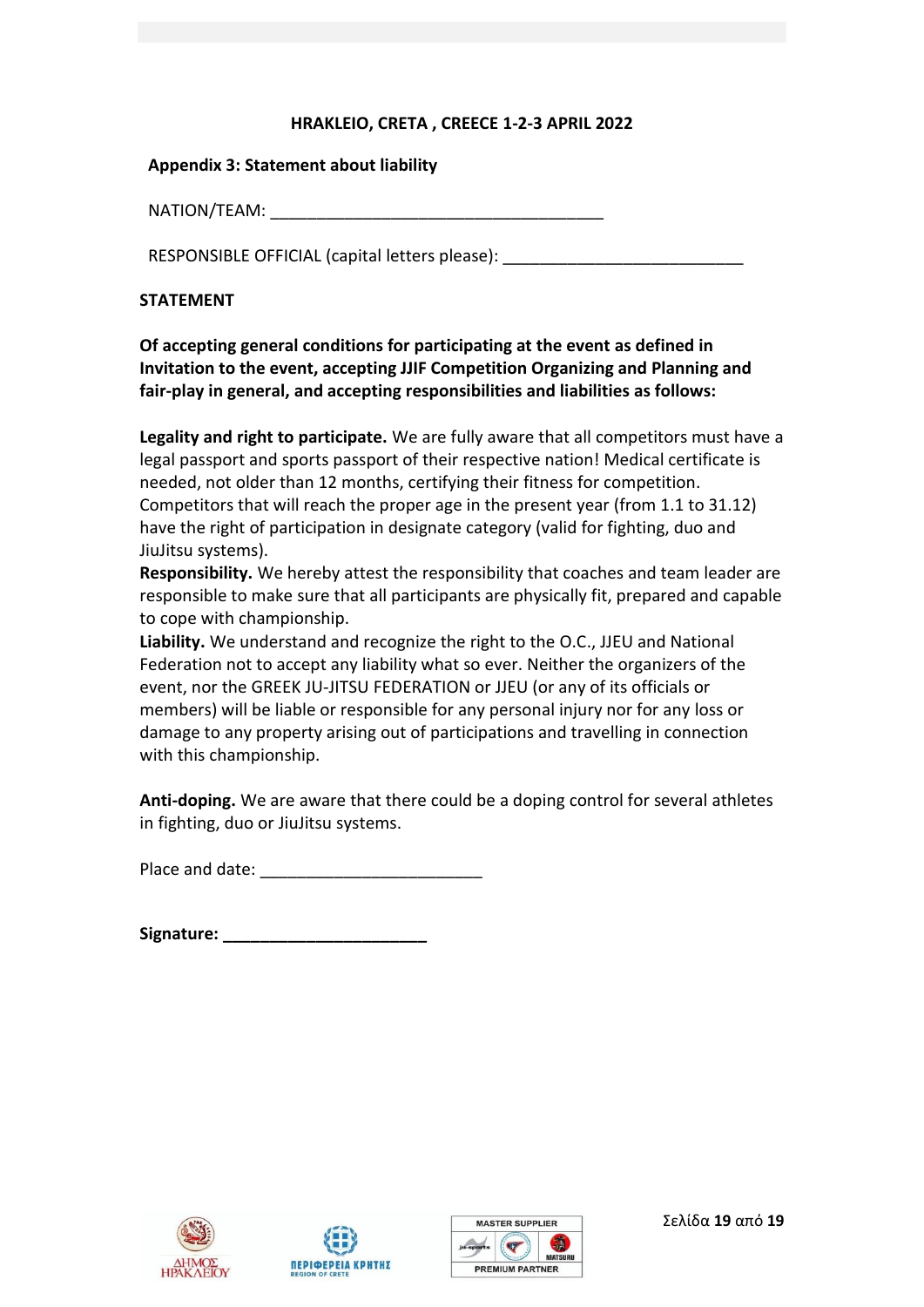**HRAKLEIO, CRETA , CREECE 1-2-3 APRIL 2022**

**Appendix 3: Statement about liability**

NATION/TEAM: ____________________________________

RESPONSIBLE OFFICIAL (capital letters please): __________________________

**STATEMENT**

**Of accepting general conditions for participating at the event as defined in Invitation to the event, accepting JJIF Competition Organizing and Planning and fair-play in general, and accepting responsibilities and liabilities as follows:**

**Legality and right to participate.** We are fully aware that all competitors must have a legal passport and sports passport of their respective nation! Medical certificate is needed, not older than 12 months, certifying their fitness for competition. Competitors that will reach the proper age in the present year (from 1.1 to 31.12) have the right of participation in designate category (valid for fighting, duo and JiuJitsu systems).

**Responsibility.** We hereby attest the responsibility that coaches and team leader are responsible to make sure that all participants are physically fit, prepared and capable to cope with championship.

**Liability.** We understand and recognize the right to the O.C., JJEU and National Federation not to accept any liability what so ever. Neither the organizers of the event, nor the GREEK JU-JITSU FEDERATION or JJEU (or any of its officials or members) will be liable or responsible for any personal injury nor for any loss or damage to any property arising out of participations and travelling in connection with this championship.

**Anti-doping.** We are aware that there could be a doping control for several athletes in fighting, duo or JiuJitsu systems.

Place and date: ________________________

**Signature: ______________________**